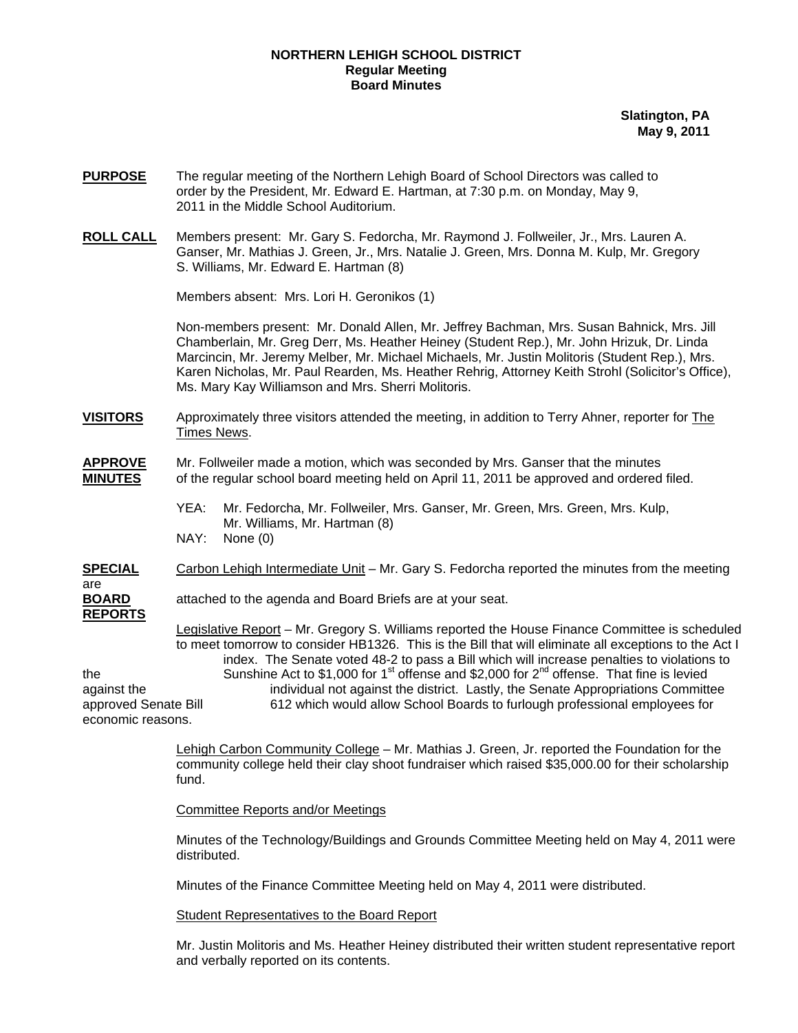**NORTHERN LEHIGH SCHOOL DISTRICT**
**Regular Meeting**
**Board Minutes**

**Slatington, PA**
**May 9, 2011**

**PURPOSE** The regular meeting of the Northern Lehigh Board of School Directors was called to order by the President, Mr. Edward E. Hartman, at 7:30 p.m. on Monday, May 9, 2011 in the Middle School Auditorium.

**ROLL CALL** Members present: Mr. Gary S. Fedorcha, Mr. Raymond J. Follweiler, Jr., Mrs. Lauren A. Ganser, Mr. Mathias J. Green, Jr., Mrs. Natalie J. Green, Mrs. Donna M. Kulp, Mr. Gregory S. Williams, Mr. Edward E. Hartman (8)

Members absent: Mrs. Lori H. Geronikos (1)

Non-members present: Mr. Donald Allen, Mr. Jeffrey Bachman, Mrs. Susan Bahnick, Mrs. Jill Chamberlain, Mr. Greg Derr, Ms. Heather Heiney (Student Rep.), Mr. John Hrizuk, Dr. Linda Marcincin, Mr. Jeremy Melber, Mr. Michael Michaels, Mr. Justin Molitoris (Student Rep.), Mrs. Karen Nicholas, Mr. Paul Rearden, Ms. Heather Rehrig, Attorney Keith Strohl (Solicitor's Office), Ms. Mary Kay Williamson and Mrs. Sherri Molitoris.

**VISITORS** Approximately three visitors attended the meeting, in addition to Terry Ahner, reporter for The Times News.

**APPROVE MINUTES** Mr. Follweiler made a motion, which was seconded by Mrs. Ganser that the minutes of the regular school board meeting held on April 11, 2011 be approved and ordered filed.

YEA: Mr. Fedorcha, Mr. Follweiler, Mrs. Ganser, Mr. Green, Mrs. Green, Mrs. Kulp, Mr. Williams, Mr. Hartman (8)
NAY: None (0)

**SPECIAL BOARD REPORTS** Carbon Lehigh Intermediate Unit – Mr. Gary S. Fedorcha reported the minutes from the meeting are attached to the agenda and Board Briefs are at your seat.

Legislative Report – Mr. Gregory S. Williams reported the House Finance Committee is scheduled to meet tomorrow to consider HB1326. This is the Bill that will eliminate all exceptions to the Act I index. The Senate voted 48-2 to pass a Bill which will increase penalties to violations to the Sunshine Act to $1,000 for 1st offense and $2,000 for 2nd offense. That fine is levied against the individual not against the district. Lastly, the Senate Appropriations Committee approved Senate Bill 612 which would allow School Boards to furlough professional employees for economic reasons.

Lehigh Carbon Community College – Mr. Mathias J. Green, Jr. reported the Foundation for the community college held their clay shoot fundraiser which raised $35,000.00 for their scholarship fund.

Committee Reports and/or Meetings

Minutes of the Technology/Buildings and Grounds Committee Meeting held on May 4, 2011 were distributed.

Minutes of the Finance Committee Meeting held on May 4, 2011 were distributed.

Student Representatives to the Board Report

Mr. Justin Molitoris and Ms. Heather Heiney distributed their written student representative report and verbally reported on its contents.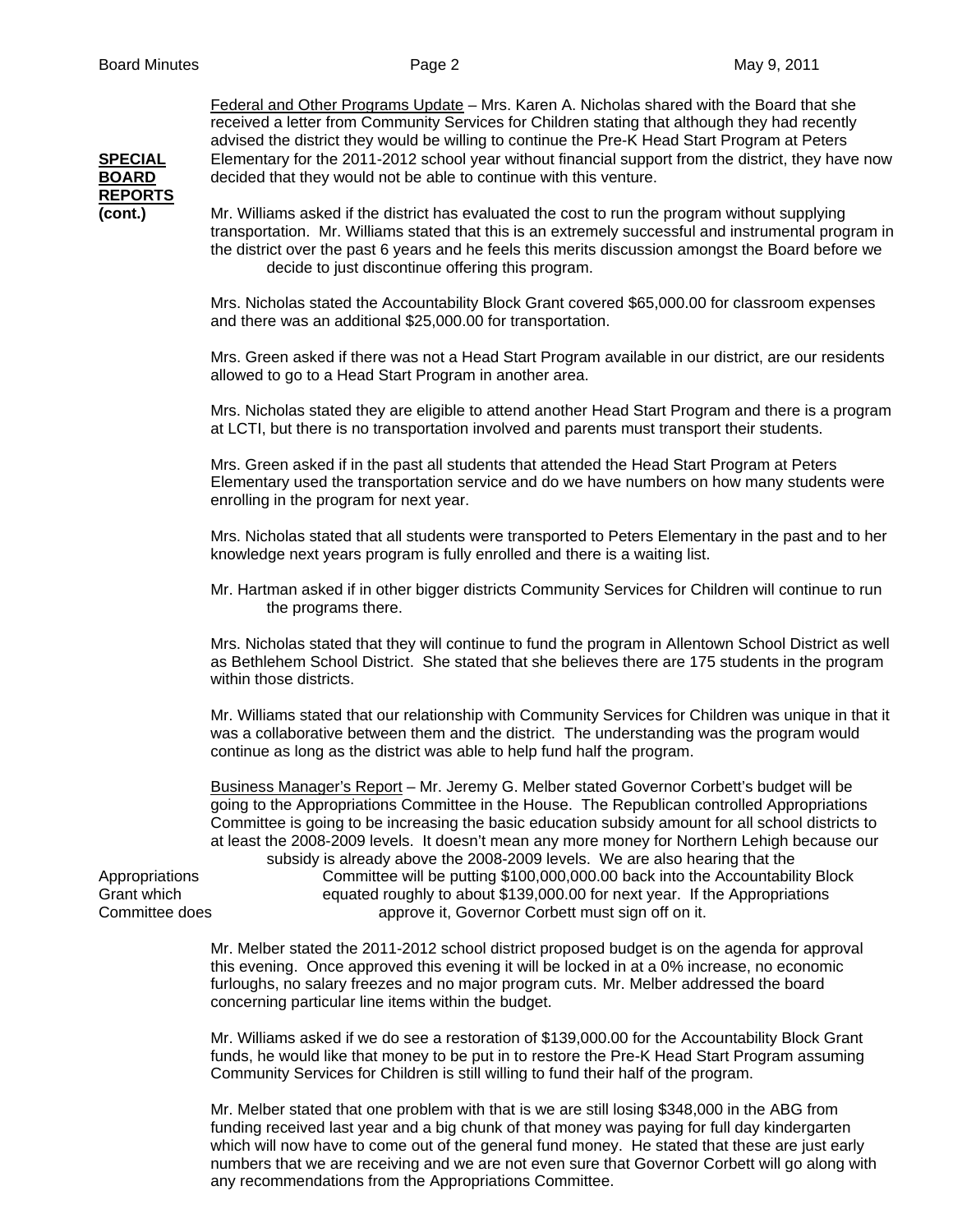**SPECIAL BOARD REPORTS (cont.)**

Federal and Other Programs Update – Mrs. Karen A. Nicholas shared with the Board that she received a letter from Community Services for Children stating that although they had recently advised the district they would be willing to continue the Pre-K Head Start Program at Peters Elementary for the 2011-2012 school year without financial support from the district, they have now decided that they would not be able to continue with this venture.

Mr. Williams asked if the district has evaluated the cost to run the program without supplying transportation. Mr. Williams stated that this is an extremely successful and instrumental program in the district over the past 6 years and he feels this merits discussion amongst the Board before we decide to just discontinue offering this program.

Mrs. Nicholas stated the Accountability Block Grant covered \$65,000.00 for classroom expenses and there was an additional \$25,000.00 for transportation.

Mrs. Green asked if there was not a Head Start Program available in our district, are our residents allowed to go to a Head Start Program in another area.

Mrs. Nicholas stated they are eligible to attend another Head Start Program and there is a program at LCTI, but there is no transportation involved and parents must transport their students.

Mrs. Green asked if in the past all students that attended the Head Start Program at Peters Elementary used the transportation service and do we have numbers on how many students were enrolling in the program for next year.

Mrs. Nicholas stated that all students were transported to Peters Elementary in the past and to her knowledge next years program is fully enrolled and there is a waiting list.

Mr. Hartman asked if in other bigger districts Community Services for Children will continue to run the programs there.

Mrs. Nicholas stated that they will continue to fund the program in Allentown School District as well as Bethlehem School District. She stated that she believes there are 175 students in the program within those districts.

Mr. Williams stated that our relationship with Community Services for Children was unique in that it was a collaborative between them and the district. The understanding was the program would continue as long as the district was able to help fund half the program.

Business Manager's Report – Mr. Jeremy G. Melber stated Governor Corbett's budget will be going to the Appropriations Committee in the House. The Republican controlled Appropriations Committee is going to be increasing the basic education subsidy amount for all school districts to at least the 2008-2009 levels. It doesn't mean any more money for Northern Lehigh because our subsidy is already above the 2008-2009 levels. We are also hearing that the Appropriations Committee will be putting \$100,000,000.00 back into the Accountability Block Grant which equated roughly to about \$139,000.00 for next year. If the Appropriations Committee does approve it, Governor Corbett must sign off on it.

Mr. Melber stated the 2011-2012 school district proposed budget is on the agenda for approval this evening. Once approved this evening it will be locked in at a 0% increase, no economic furloughs, no salary freezes and no major program cuts. Mr. Melber addressed the board concerning particular line items within the budget.

Mr. Williams asked if we do see a restoration of \$139,000.00 for the Accountability Block Grant funds, he would like that money to be put in to restore the Pre-K Head Start Program assuming Community Services for Children is still willing to fund their half of the program.

Mr. Melber stated that one problem with that is we are still losing \$348,000 in the ABG from funding received last year and a big chunk of that money was paying for full day kindergarten which will now have to come out of the general fund money. He stated that these are just early numbers that we are receiving and we are not even sure that Governor Corbett will go along with any recommendations from the Appropriations Committee.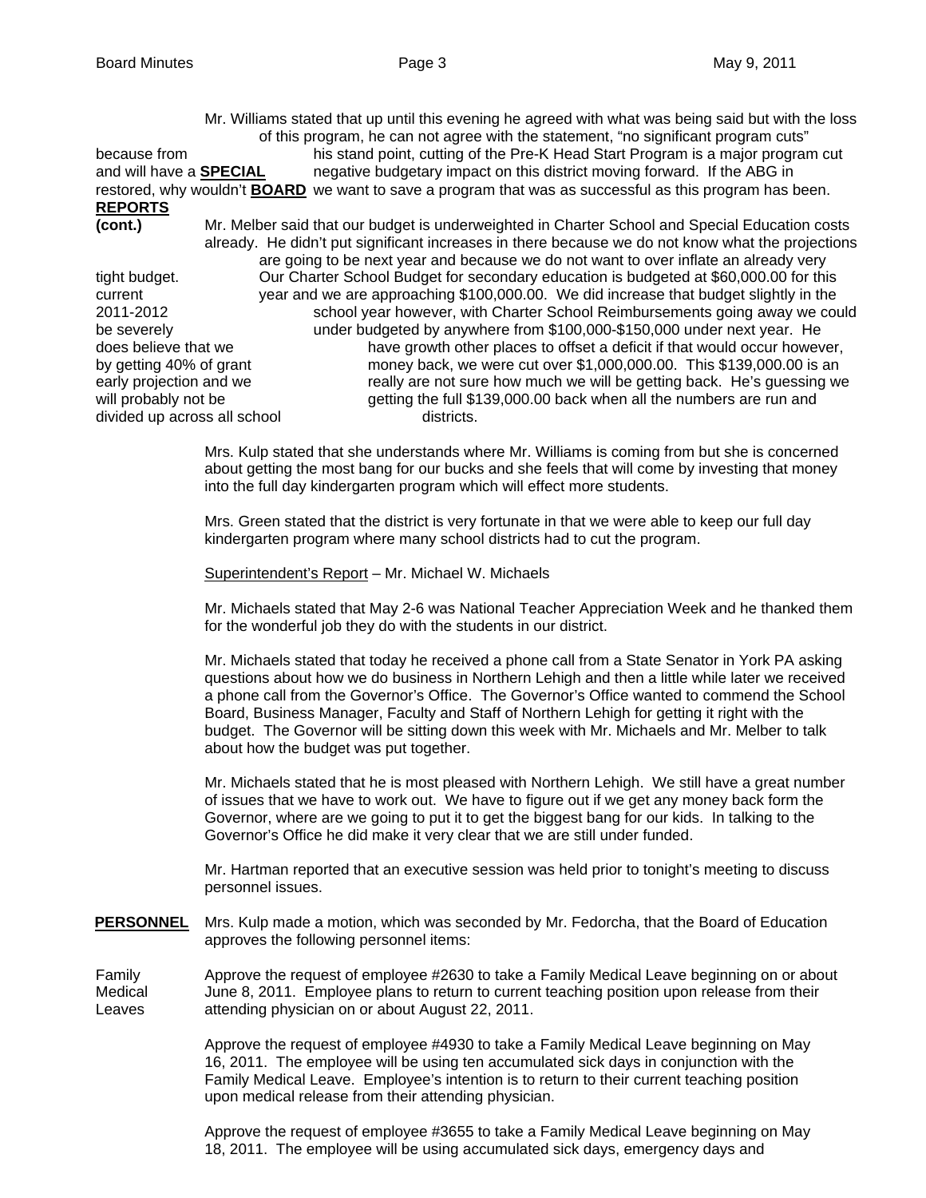**SPECIAL BOARD REPORTS (cont.)**

Mr. Williams stated that up until this evening he agreed with what was being said but with the loss of this program, he can not agree with the statement, "no significant program cuts" because from his stand point, cutting of the Pre-K Head Start Program is a major program cut and will have a negative budgetary impact on this district moving forward. If the ABG in restored, why wouldn't we want to save a program that was as successful as this program has been.

Mr. Melber said that our budget is underweighted in Charter School and Special Education costs already. He didn't put significant increases in there because we do not know what the projections are going to be next year and because we do not want to over inflate an already very tight budget. Our Charter School Budget for secondary education is budgeted at $60,000.00 for this current year and we are approaching $100,000.00. We did increase that budget slightly in the 2011-2012 school year however, with Charter School Reimbursements going away we could be severely under budgeted by anywhere from $100,000-$150,000 under next year. He does believe that we have growth other places to offset a deficit if that would occur however, by getting 40% of grant money back, we were cut over $1,000,000.00. This $139,000.00 is an early projection and we really are not sure how much we will be getting back. He's guessing we will probably not be getting the full $139,000.00 back when all the numbers are run and divided up across all school districts.

Mrs. Kulp stated that she understands where Mr. Williams is coming from but she is concerned about getting the most bang for our bucks and she feels that will come by investing that money into the full day kindergarten program which will effect more students.

Mrs. Green stated that the district is very fortunate in that we were able to keep our full day kindergarten program where many school districts had to cut the program.

Superintendent's Report – Mr. Michael W. Michaels

Mr. Michaels stated that May 2-6 was National Teacher Appreciation Week and he thanked them for the wonderful job they do with the students in our district.

Mr. Michaels stated that today he received a phone call from a State Senator in York PA asking questions about how we do business in Northern Lehigh and then a little while later we received a phone call from the Governor's Office. The Governor's Office wanted to commend the School Board, Business Manager, Faculty and Staff of Northern Lehigh for getting it right with the budget. The Governor will be sitting down this week with Mr. Michaels and Mr. Melber to talk about how the budget was put together.

Mr. Michaels stated that he is most pleased with Northern Lehigh. We still have a great number of issues that we have to work out. We have to figure out if we get any money back form the Governor, where are we going to put it to get the biggest bang for our kids. In talking to the Governor's Office he did make it very clear that we are still under funded.

Mr. Hartman reported that an executive session was held prior to tonight's meeting to discuss personnel issues.

**PERSONNEL**

Mrs. Kulp made a motion, which was seconded by Mr. Fedorcha, that the Board of Education approves the following personnel items:

Family Medical Leaves

Approve the request of employee #2630 to take a Family Medical Leave beginning on or about June 8, 2011. Employee plans to return to current teaching position upon release from their attending physician on or about August 22, 2011.

Approve the request of employee #4930 to take a Family Medical Leave beginning on May 16, 2011. The employee will be using ten accumulated sick days in conjunction with the Family Medical Leave. Employee's intention is to return to their current teaching position upon medical release from their attending physician.

Approve the request of employee #3655 to take a Family Medical Leave beginning on May 18, 2011. The employee will be using accumulated sick days, emergency days and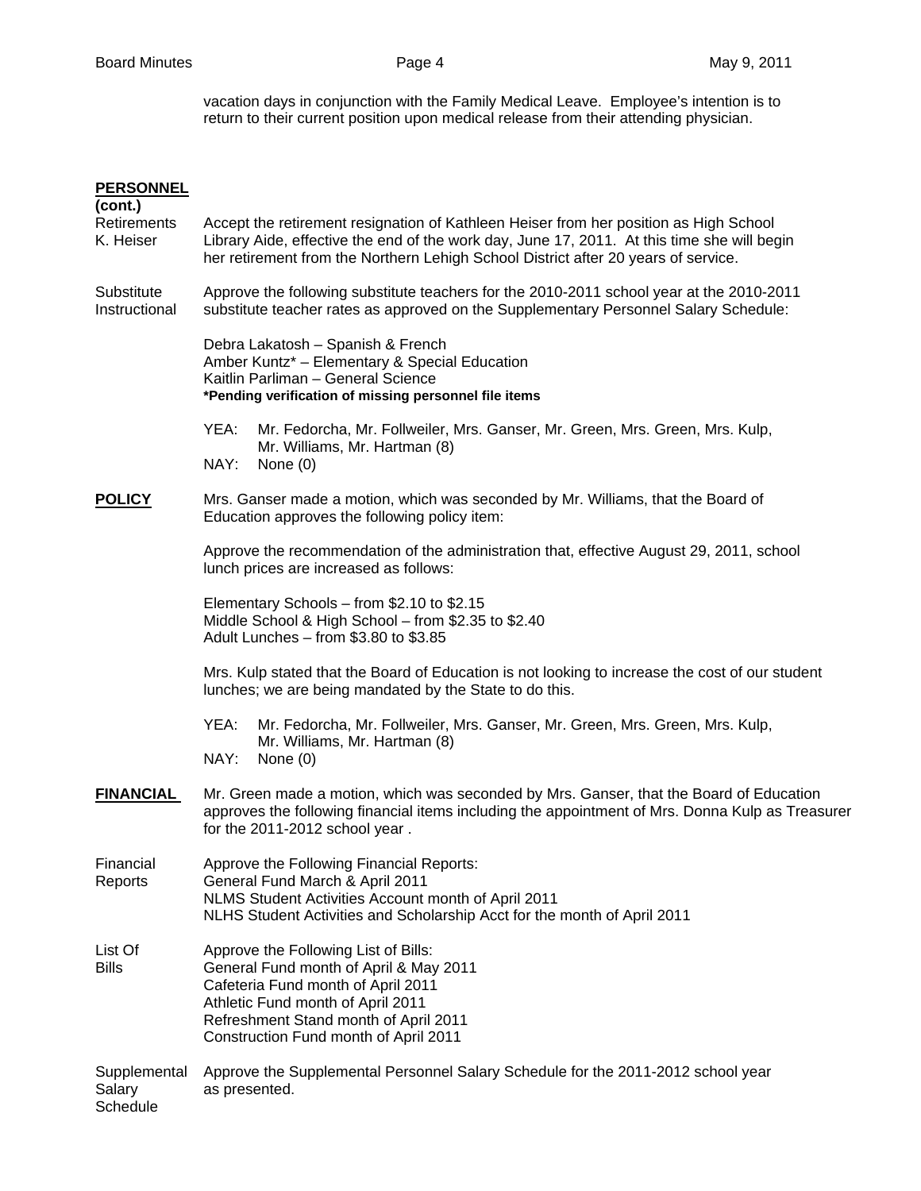vacation days in conjunction with the Family Medical Leave. Employee's intention is to return to their current position upon medical release from their attending physician.

**PERSONNEL (cont.)**

Retirements
K. Heiser

Accept the retirement resignation of Kathleen Heiser from her position as High School Library Aide, effective the end of the work day, June 17, 2011. At this time she will begin her retirement from the Northern Lehigh School District after 20 years of service.

Substitute
Instructional

Approve the following substitute teachers for the 2010-2011 school year at the 2010-2011 substitute teacher rates as approved on the Supplementary Personnel Salary Schedule:

Debra Lakatosh – Spanish & French
Amber Kuntz* – Elementary & Special Education
Kaitlin Parliman – General Science
**\*Pending verification of missing personnel file items**

YEA: Mr. Fedorcha, Mr. Follweiler, Mrs. Ganser, Mr. Green, Mrs. Green, Mrs. Kulp, Mr. Williams, Mr. Hartman (8)
NAY: None (0)

**POLICY**

Mrs. Ganser made a motion, which was seconded by Mr. Williams, that the Board of Education approves the following policy item:

Approve the recommendation of the administration that, effective August 29, 2011, school lunch prices are increased as follows:

Elementary Schools – from $2.10 to $2.15
Middle School & High School – from $2.35 to $2.40
Adult Lunches – from $3.80 to $3.85

Mrs. Kulp stated that the Board of Education is not looking to increase the cost of our student lunches; we are being mandated by the State to do this.

YEA: Mr. Fedorcha, Mr. Follweiler, Mrs. Ganser, Mr. Green, Mrs. Green, Mrs. Kulp, Mr. Williams, Mr. Hartman (8)
NAY: None (0)

**FINANCIAL**

Mr. Green made a motion, which was seconded by Mrs. Ganser, that the Board of Education approves the following financial items including the appointment of Mrs. Donna Kulp as Treasurer for the 2011-2012 school year .

Financial
Reports

Approve the Following Financial Reports:
General Fund March & April 2011
NLMS Student Activities Account month of April 2011
NLHS Student Activities and Scholarship Acct for the month of April 2011

List Of
Bills

Approve the Following List of Bills:
General Fund month of April & May 2011
Cafeteria Fund month of April 2011
Athletic Fund month of April 2011
Refreshment Stand month of April 2011
Construction Fund month of April 2011

Supplemental
Salary
Schedule

Approve the Supplemental Personnel Salary Schedule for the 2011-2012 school year as presented.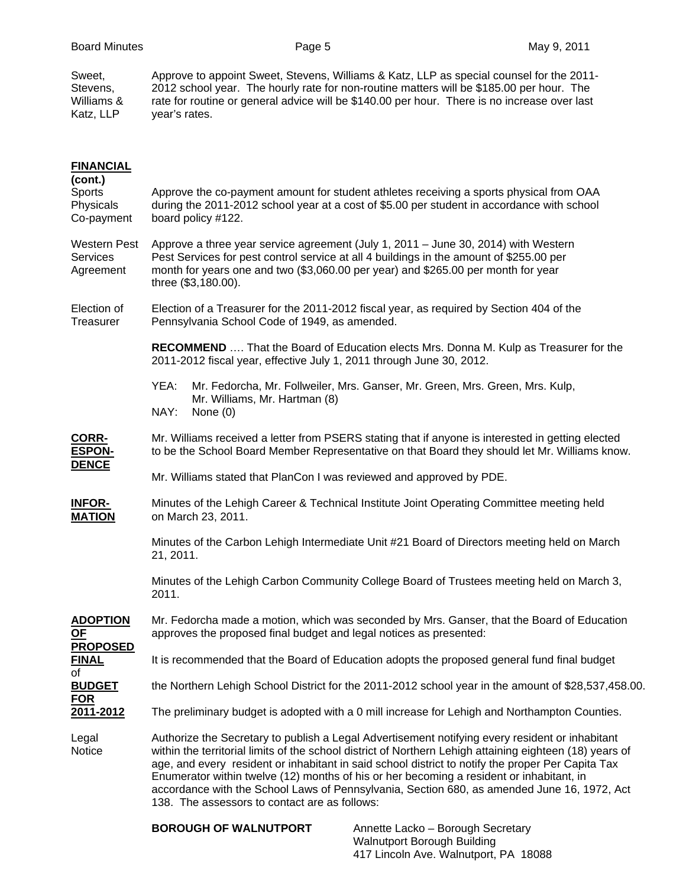**Sweet, Stevens, Williams & Katz, LLP**

Approve to appoint Sweet, Stevens, Williams & Katz, LLP as special counsel for the 2011-2012 school year. The hourly rate for non-routine matters will be $185.00 per hour. The rate for routine or general advice will be $140.00 per hour. There is no increase over last year's rates.

## FINANCIAL (cont.)

**Sports Physicals Co-payment**

Approve the co-payment amount for student athletes receiving a sports physical from OAA during the 2011-2012 school year at a cost of $5.00 per student in accordance with school board policy #122.

**Western Pest Services Agreement**

Approve a three year service agreement (July 1, 2011 – June 30, 2014) with Western Pest Services for pest control service at all 4 buildings in the amount of $255.00 per month for years one and two ($3,060.00 per year) and $265.00 per month for year three ($3,180.00).

**Election of Treasurer**

Election of a Treasurer for the 2011-2012 fiscal year, as required by Section 404 of the Pennsylvania School Code of 1949, as amended.

**RECOMMEND** …. That the Board of Education elects Mrs. Donna M. Kulp as Treasurer for the 2011-2012 fiscal year, effective July 1, 2011 through June 30, 2012.

YEA: Mr. Fedorcha, Mr. Follweiler, Mrs. Ganser, Mr. Green, Mrs. Green, Mrs. Kulp, Mr. Williams, Mr. Hartman (8)
NAY: None (0)

## CORRESPONDENCE

Mr. Williams received a letter from PSERS stating that if anyone is interested in getting elected to be the School Board Member Representative on that Board they should let Mr. Williams know.

Mr. Williams stated that PlanCon I was reviewed and approved by PDE.

## INFORMATION

Minutes of the Lehigh Career & Technical Institute Joint Operating Committee meeting held on March 23, 2011.

Minutes of the Carbon Lehigh Intermediate Unit #21 Board of Directors meeting held on March 21, 2011.

Minutes of the Lehigh Carbon Community College Board of Trustees meeting held on March 3, 2011.

## ADOPTION OF PROPOSED FINAL BUDGET FOR 2011-2012

Mr. Fedorcha made a motion, which was seconded by Mrs. Ganser, that the Board of Education approves the proposed final budget and legal notices as presented:

It is recommended that the Board of Education adopts the proposed general fund final budget of the Northern Lehigh School District for the 2011-2012 school year in the amount of $28,537,458.00.

The preliminary budget is adopted with a 0 mill increase for Lehigh and Northampton Counties.

**Legal Notice**

Authorize the Secretary to publish a Legal Advertisement notifying every resident or inhabitant within the territorial limits of the school district of Northern Lehigh attaining eighteen (18) years of age, and every resident or inhabitant in said school district to notify the proper Per Capita Tax Enumerator within twelve (12) months of his or her becoming a resident or inhabitant, in accordance with the School Laws of Pennsylvania, Section 680, as amended June 16, 1972, Act 138. The assessors to contact are as follows:

**BOROUGH OF WALNUTPORT**

Annette Lacko – Borough Secretary
Walnutport Borough Building
417 Lincoln Ave. Walnutport, PA 18088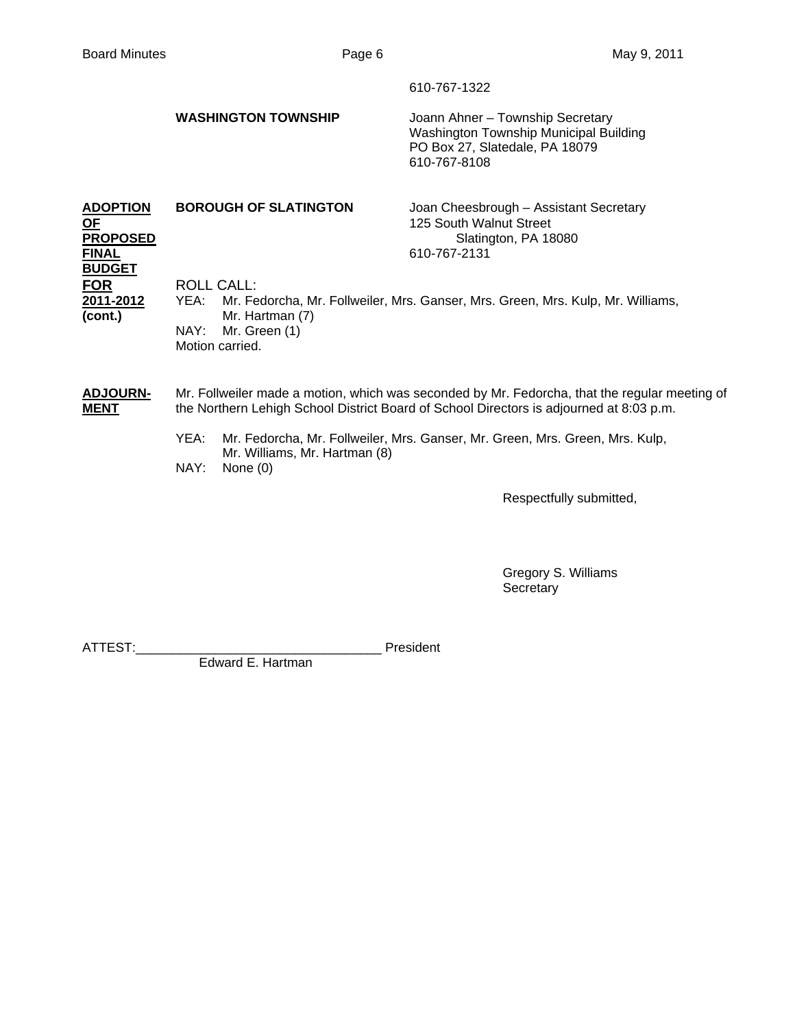610-767-1322

**WASHINGTON TOWNSHIP** Joann Ahner – Township Secretary
Washington Township Municipal Building
PO Box 27, Slatedale, PA 18079
610-767-8108

**ADOPTION OF PROPOSED FINAL BUDGET FOR 2011-2012 (cont.)**

**BOROUGH OF SLATINGTON** Joan Cheesbrough – Assistant Secretary
125 South Walnut Street
Slatington, PA 18080
610-767-2131

ROLL CALL:
YEA: Mr. Fedorcha, Mr. Follweiler, Mrs. Ganser, Mrs. Green, Mrs. Kulp, Mr. Williams, Mr. Hartman (7)
NAY: Mr. Green (1)
Motion carried.

**ADJOURNMENT**

Mr. Follweiler made a motion, which was seconded by Mr. Fedorcha, that the regular meeting of the Northern Lehigh School District Board of School Directors is adjourned at 8:03 p.m.

YEA: Mr. Fedorcha, Mr. Follweiler, Mrs. Ganser, Mr. Green, Mrs. Green, Mrs. Kulp, Mr. Williams, Mr. Hartman (8)
NAY: None (0)

Respectfully submitted,

Gregory S. Williams
Secretary

ATTEST:_________________________________ President
Edward E. Hartman